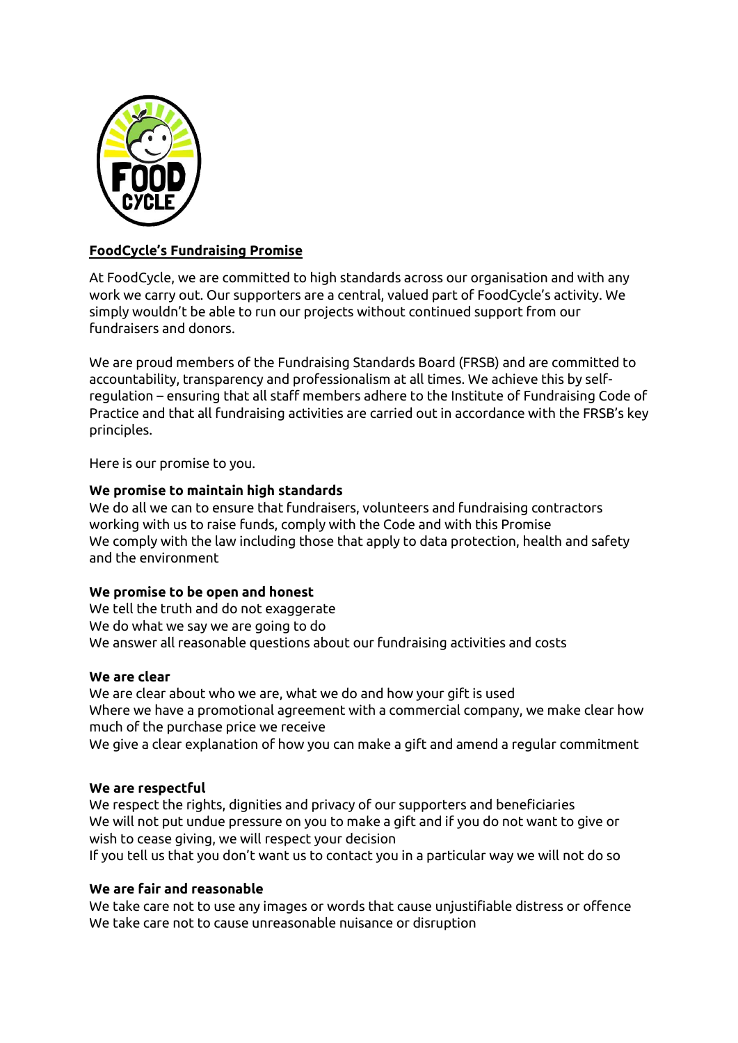# **FoodCycle's Fundraising Promise**

At FoodCycle, we are committed to high standards across our organisation and with any work we carry out. Our supporters are a central, valued part of FoodCycle's activity. We simply wouldn't be able to run our projects without continued support from our fundraisers and donors.

We are proud members of the Fundraising Standards Board (FRSB) and are committed to accountability, transparency and professionalism at all times. We achieve this by self-regulation – ensuring that all staff members adhere to the Institute of Fundraising Code of Practice and that all fundraising activities are carried out in accordance with the FRSB's key principles.

Here is our promise to you.

**We promise to maintain high standards**

We do all we can to ensure that fundraisers, volunteers and fundraising contractors working with us to raise funds, comply with the Code and with this Promise
We comply with the law including those that apply to data protection, health and safety and the environment

**We promise to be open and honest**

We tell the truth and do not exaggerate
We do what we say we are going to do
We answer all reasonable questions about our fundraising activities and costs

**We are clear**

We are clear about who we are, what we do and how your gift is used
Where we have a promotional agreement with a commercial company, we make clear how much of the purchase price we receive
We give a clear explanation of how you can make a gift and amend a regular commitment

**We are respectful**

We respect the rights, dignities and privacy of our supporters and beneficiaries
We will not put undue pressure on you to make a gift and if you do not want to give or wish to cease giving, we will respect your decision
If you tell us that you don't want us to contact you in a particular way we will not do so

**We are fair and reasonable**

We take care not to use any images or words that cause unjustifiable distress or offence
We take care not to cause unreasonable nuisance or disruption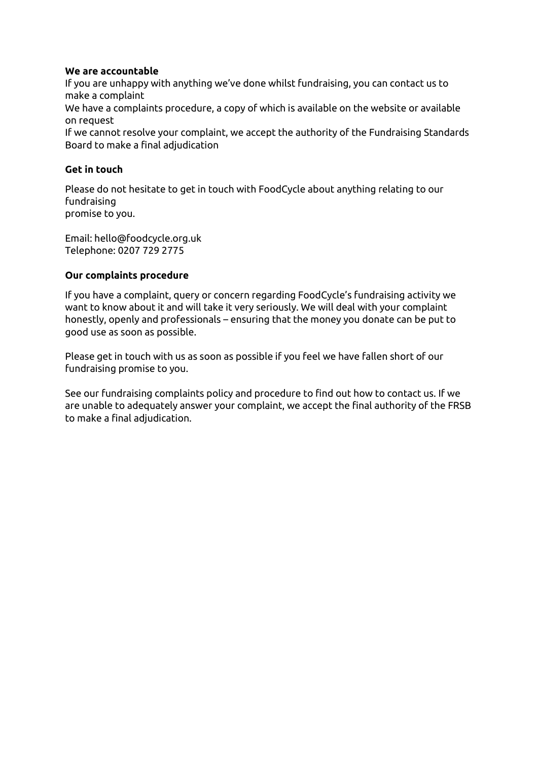**We are accountable**

If you are unhappy with anything we've done whilst fundraising, you can contact us to make a complaint

We have a complaints procedure, a copy of which is available on the website or available on request

If we cannot resolve your complaint, we accept the authority of the Fundraising Standards Board to make a final adjudication

**Get in touch**

Please do not hesitate to get in touch with FoodCycle about anything relating to our fundraising
promise to you.

Email: hello@foodcycle.org.uk
Telephone: 0207 729 2775

**Our complaints procedure**

If you have a complaint, query or concern regarding FoodCycle's fundraising activity we want to know about it and will take it very seriously. We will deal with your complaint honestly, openly and professionals – ensuring that the money you donate can be put to good use as soon as possible.

Please get in touch with us as soon as possible if you feel we have fallen short of our fundraising promise to you.

See our fundraising complaints policy and procedure to find out how to contact us. If we are unable to adequately answer your complaint, we accept the final authority of the FRSB to make a final adjudication.